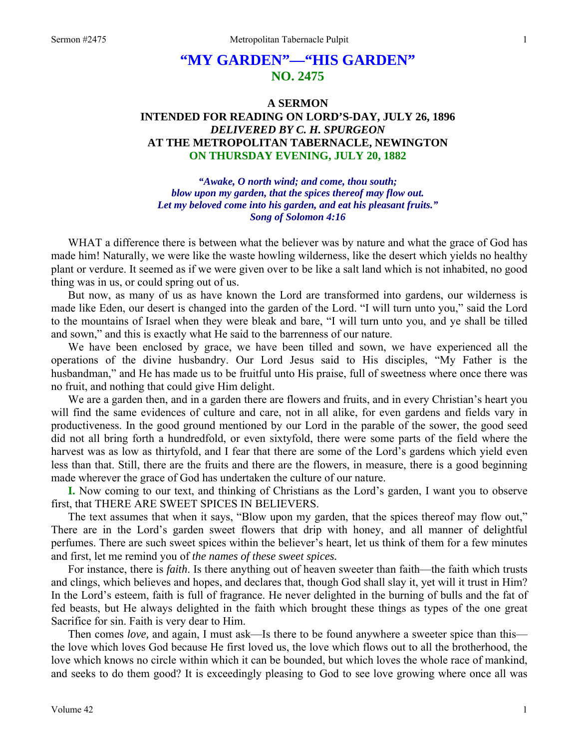# "MY GARDEN"—"HIS GARDEN"
## NO. 2475

### A SERMON
### INTENDED FOR READING ON LORD'S-DAY, JULY 26, 1896
### *DELIVERED BY C. H. SPURGEON*
### AT THE METROPOLITAN TABERNACLE, NEWINGTON
### ON THURSDAY EVENING, JULY 20, 1882

*"Awake, O north wind; and come, thou south;*
*blow upon my garden, that the spices thereof may flow out.*
*Let my beloved come into his garden, and eat his pleasant fruits."*
*Song of Solomon 4:16*

WHAT a difference there is between what the believer was by nature and what the grace of God has made him! Naturally, we were like the waste howling wilderness, like the desert which yields no healthy plant or verdure. It seemed as if we were given over to be like a salt land which is not inhabited, no good thing was in us, or could spring out of us.

But now, as many of us as have known the Lord are transformed into gardens, our wilderness is made like Eden, our desert is changed into the garden of the Lord. "I will turn unto you," said the Lord to the mountains of Israel when they were bleak and bare, "I will turn unto you, and ye shall be tilled and sown," and this is exactly what He said to the barrenness of our nature.

We have been enclosed by grace, we have been tilled and sown, we have experienced all the operations of the divine husbandry. Our Lord Jesus said to His disciples, "My Father is the husbandman," and He has made us to be fruitful unto His praise, full of sweetness where once there was no fruit, and nothing that could give Him delight.

We are a garden then, and in a garden there are flowers and fruits, and in every Christian's heart you will find the same evidences of culture and care, not in all alike, for even gardens and fields vary in productiveness. In the good ground mentioned by our Lord in the parable of the sower, the good seed did not all bring forth a hundredfold, or even sixtyfold, there were some parts of the field where the harvest was as low as thirtyfold, and I fear that there are some of the Lord's gardens which yield even less than that. Still, there are the fruits and there are the flowers, in measure, there is a good beginning made wherever the grace of God has undertaken the culture of our nature.

**I.** Now coming to our text, and thinking of Christians as the Lord's garden, I want you to observe first, that THERE ARE SWEET SPICES IN BELIEVERS.

The text assumes that when it says, "Blow upon my garden, that the spices thereof may flow out," There are in the Lord's garden sweet flowers that drip with honey, and all manner of delightful perfumes. There are such sweet spices within the believer's heart, let us think of them for a few minutes and first, let me remind you of *the names of these sweet spices.*

For instance, there is *faith*. Is there anything out of heaven sweeter than faith—the faith which trusts and clings, which believes and hopes, and declares that, though God shall slay it, yet will it trust in Him? In the Lord's esteem, faith is full of fragrance. He never delighted in the burning of bulls and the fat of fed beasts, but He always delighted in the faith which brought these things as types of the one great Sacrifice for sin. Faith is very dear to Him.

Then comes *love,* and again, I must ask—Is there to be found anywhere a sweeter spice than this—the love which loves God because He first loved us, the love which flows out to all the brotherhood, the love which knows no circle within which it can be bounded, but which loves the whole race of mankind, and seeks to do them good? It is exceedingly pleasing to God to see love growing where once all was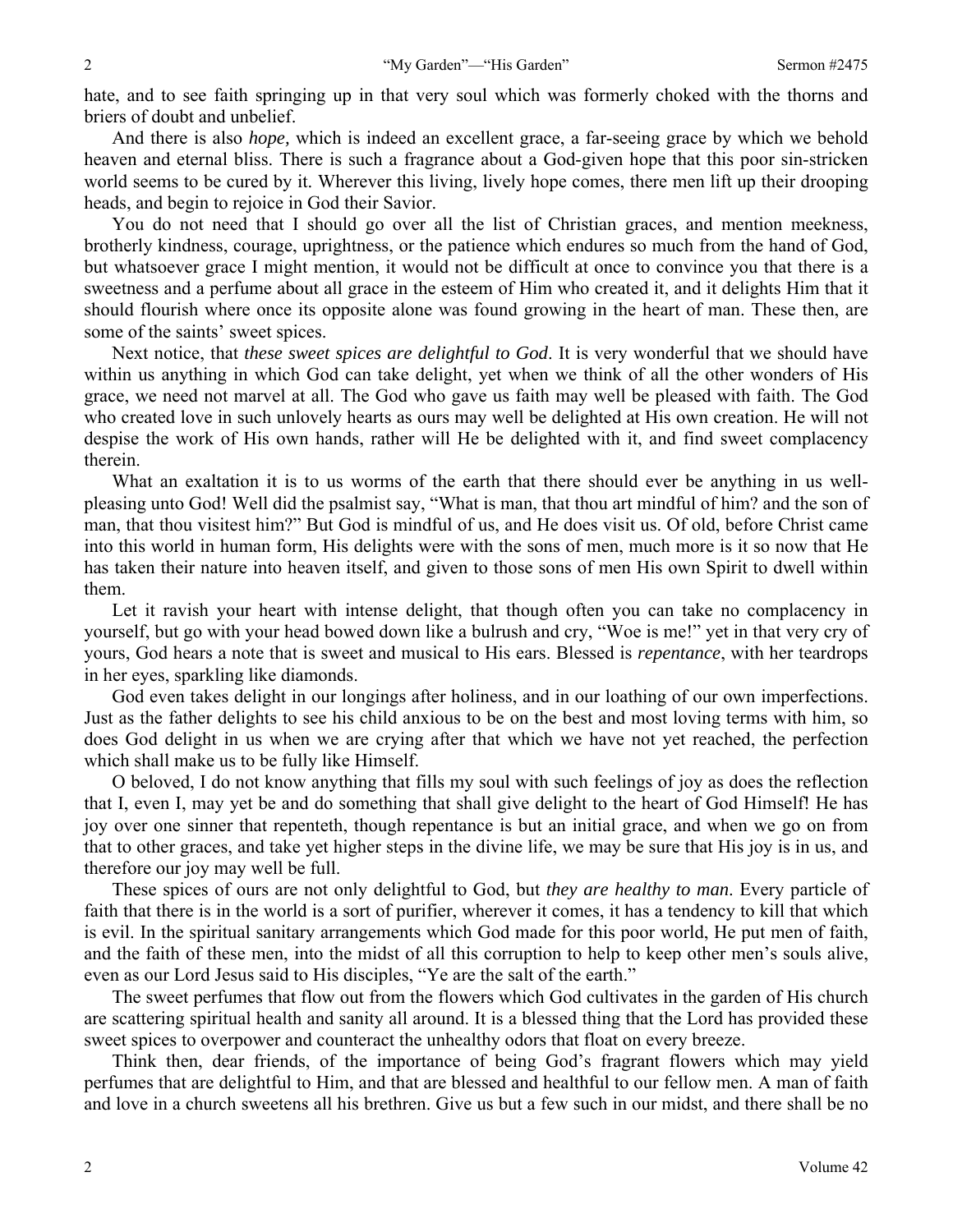hate, and to see faith springing up in that very soul which was formerly choked with the thorns and briers of doubt and unbelief.

And there is also *hope,* which is indeed an excellent grace, a far-seeing grace by which we behold heaven and eternal bliss. There is such a fragrance about a God-given hope that this poor sin-stricken world seems to be cured by it. Wherever this living, lively hope comes, there men lift up their drooping heads, and begin to rejoice in God their Savior.

You do not need that I should go over all the list of Christian graces, and mention meekness, brotherly kindness, courage, uprightness, or the patience which endures so much from the hand of God, but whatsoever grace I might mention, it would not be difficult at once to convince you that there is a sweetness and a perfume about all grace in the esteem of Him who created it, and it delights Him that it should flourish where once its opposite alone was found growing in the heart of man. These then, are some of the saints' sweet spices.

Next notice, that *these sweet spices are delightful to God*. It is very wonderful that we should have within us anything in which God can take delight, yet when we think of all the other wonders of His grace, we need not marvel at all. The God who gave us faith may well be pleased with faith. The God who created love in such unlovely hearts as ours may well be delighted at His own creation. He will not despise the work of His own hands, rather will He be delighted with it, and find sweet complacency therein.

What an exaltation it is to us worms of the earth that there should ever be anything in us well-pleasing unto God! Well did the psalmist say, "What is man, that thou art mindful of him? and the son of man, that thou visitest him?" But God is mindful of us, and He does visit us. Of old, before Christ came into this world in human form, His delights were with the sons of men, much more is it so now that He has taken their nature into heaven itself, and given to those sons of men His own Spirit to dwell within them.

Let it ravish your heart with intense delight, that though often you can take no complacency in yourself, but go with your head bowed down like a bulrush and cry, "Woe is me!" yet in that very cry of yours, God hears a note that is sweet and musical to His ears. Blessed is *repentance*, with her teardrops in her eyes, sparkling like diamonds.

God even takes delight in our longings after holiness, and in our loathing of our own imperfections. Just as the father delights to see his child anxious to be on the best and most loving terms with him, so does God delight in us when we are crying after that which we have not yet reached, the perfection which shall make us to be fully like Himself.

O beloved, I do not know anything that fills my soul with such feelings of joy as does the reflection that I, even I, may yet be and do something that shall give delight to the heart of God Himself! He has joy over one sinner that repenteth, though repentance is but an initial grace, and when we go on from that to other graces, and take yet higher steps in the divine life, we may be sure that His joy is in us, and therefore our joy may well be full.

These spices of ours are not only delightful to God, but *they are healthy to man*. Every particle of faith that there is in the world is a sort of purifier, wherever it comes, it has a tendency to kill that which is evil. In the spiritual sanitary arrangements which God made for this poor world, He put men of faith, and the faith of these men, into the midst of all this corruption to help to keep other men's souls alive, even as our Lord Jesus said to His disciples, "Ye are the salt of the earth."

The sweet perfumes that flow out from the flowers which God cultivates in the garden of His church are scattering spiritual health and sanity all around. It is a blessed thing that the Lord has provided these sweet spices to overpower and counteract the unhealthy odors that float on every breeze.

Think then, dear friends, of the importance of being God's fragrant flowers which may yield perfumes that are delightful to Him, and that are blessed and healthful to our fellow men. A man of faith and love in a church sweetens all his brethren. Give us but a few such in our midst, and there shall be no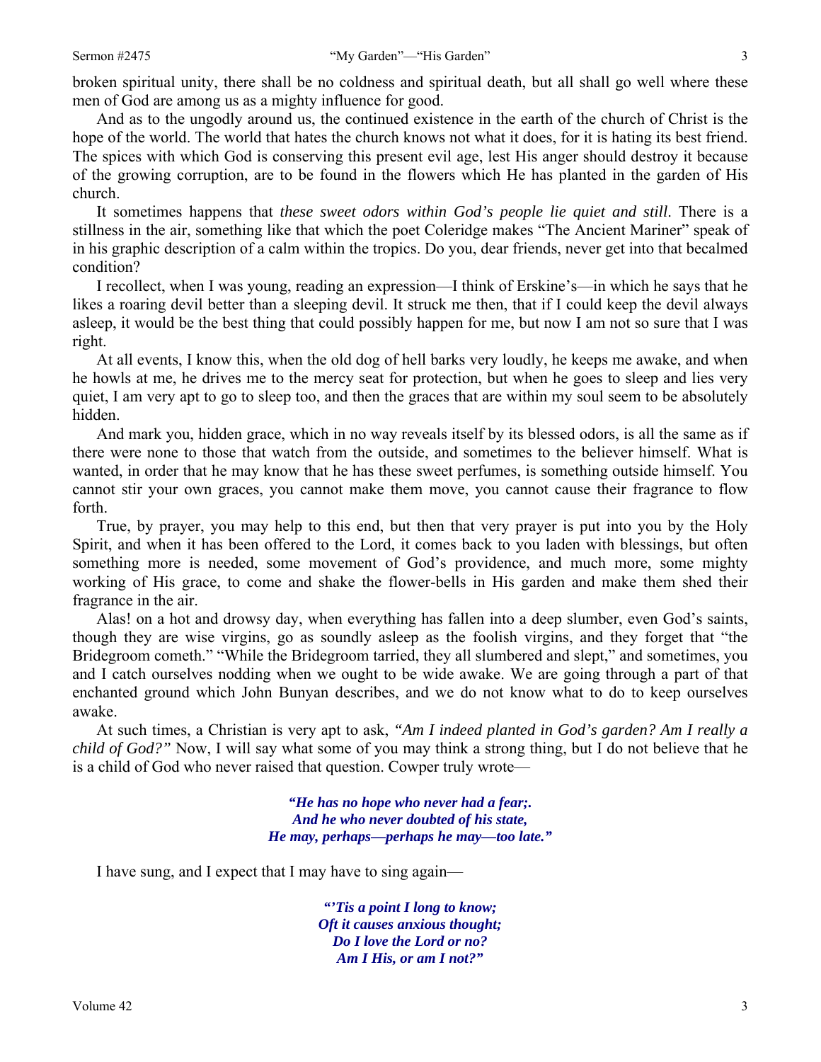broken spiritual unity, there shall be no coldness and spiritual death, but all shall go well where these men of God are among us as a mighty influence for good.

And as to the ungodly around us, the continued existence in the earth of the church of Christ is the hope of the world. The world that hates the church knows not what it does, for it is hating its best friend. The spices with which God is conserving this present evil age, lest His anger should destroy it because of the growing corruption, are to be found in the flowers which He has planted in the garden of His church.

It sometimes happens that *these sweet odors within God's people lie quiet and still*. There is a stillness in the air, something like that which the poet Coleridge makes "The Ancient Mariner" speak of in his graphic description of a calm within the tropics. Do you, dear friends, never get into that becalmed condition?

I recollect, when I was young, reading an expression—I think of Erskine's—in which he says that he likes a roaring devil better than a sleeping devil. It struck me then, that if I could keep the devil always asleep, it would be the best thing that could possibly happen for me, but now I am not so sure that I was right.

At all events, I know this, when the old dog of hell barks very loudly, he keeps me awake, and when he howls at me, he drives me to the mercy seat for protection, but when he goes to sleep and lies very quiet, I am very apt to go to sleep too, and then the graces that are within my soul seem to be absolutely hidden.

And mark you, hidden grace, which in no way reveals itself by its blessed odors, is all the same as if there were none to those that watch from the outside, and sometimes to the believer himself. What is wanted, in order that he may know that he has these sweet perfumes, is something outside himself. You cannot stir your own graces, you cannot make them move, you cannot cause their fragrance to flow forth.

True, by prayer, you may help to this end, but then that very prayer is put into you by the Holy Spirit, and when it has been offered to the Lord, it comes back to you laden with blessings, but often something more is needed, some movement of God's providence, and much more, some mighty working of His grace, to come and shake the flower-bells in His garden and make them shed their fragrance in the air.

Alas! on a hot and drowsy day, when everything has fallen into a deep slumber, even God's saints, though they are wise virgins, go as soundly asleep as the foolish virgins, and they forget that "the Bridegroom cometh." "While the Bridegroom tarried, they all slumbered and slept," and sometimes, you and I catch ourselves nodding when we ought to be wide awake. We are going through a part of that enchanted ground which John Bunyan describes, and we do not know what to do to keep ourselves awake.

At such times, a Christian is very apt to ask, *"Am I indeed planted in God's garden? Am I really a child of God?"* Now, I will say what some of you may think a strong thing, but I do not believe that he is a child of God who never raised that question. Cowper truly wrote—

> ***"He has no hope who never had a fear;.***
> ***And he who never doubted of his state,***
> ***He may, perhaps—perhaps he may—too late."***

I have sung, and I expect that I may have to sing again—

> ***"'Tis a point I long to know;***
> ***Oft it causes anxious thought;***
> ***Do I love the Lord or no?***
> ***Am I His, or am I not?"***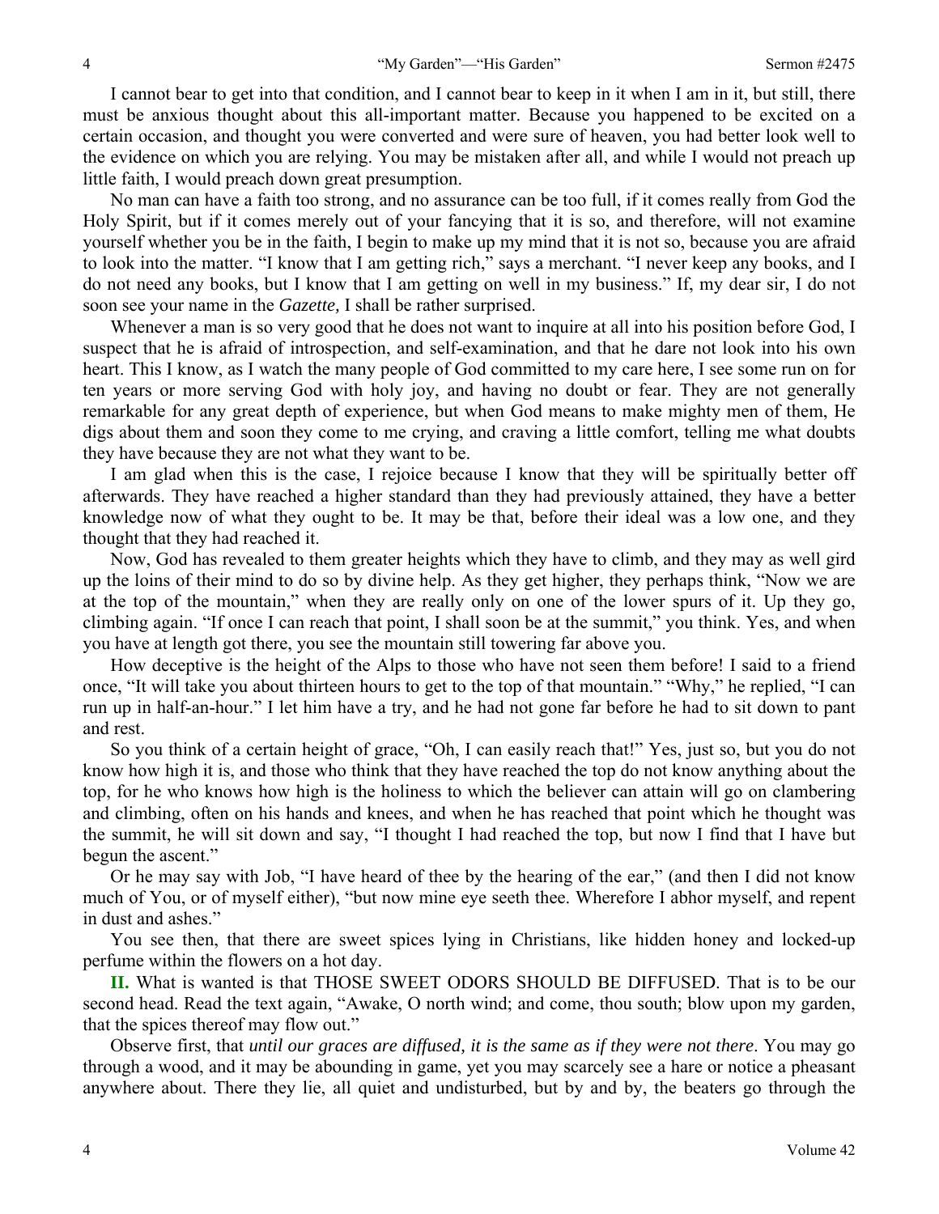I cannot bear to get into that condition, and I cannot bear to keep in it when I am in it, but still, there must be anxious thought about this all-important matter. Because you happened to be excited on a certain occasion, and thought you were converted and were sure of heaven, you had better look well to the evidence on which you are relying. You may be mistaken after all, and while I would not preach up little faith, I would preach down great presumption.

No man can have a faith too strong, and no assurance can be too full, if it comes really from God the Holy Spirit, but if it comes merely out of your fancying that it is so, and therefore, will not examine yourself whether you be in the faith, I begin to make up my mind that it is not so, because you are afraid to look into the matter. "I know that I am getting rich," says a merchant. "I never keep any books, and I do not need any books, but I know that I am getting on well in my business." If, my dear sir, I do not soon see your name in the *Gazette,* I shall be rather surprised.

Whenever a man is so very good that he does not want to inquire at all into his position before God, I suspect that he is afraid of introspection, and self-examination, and that he dare not look into his own heart. This I know, as I watch the many people of God committed to my care here, I see some run on for ten years or more serving God with holy joy, and having no doubt or fear. They are not generally remarkable for any great depth of experience, but when God means to make mighty men of them, He digs about them and soon they come to me crying, and craving a little comfort, telling me what doubts they have because they are not what they want to be.

I am glad when this is the case, I rejoice because I know that they will be spiritually better off afterwards. They have reached a higher standard than they had previously attained, they have a better knowledge now of what they ought to be. It may be that, before their ideal was a low one, and they thought that they had reached it.

Now, God has revealed to them greater heights which they have to climb, and they may as well gird up the loins of their mind to do so by divine help. As they get higher, they perhaps think, "Now we are at the top of the mountain," when they are really only on one of the lower spurs of it. Up they go, climbing again. "If once I can reach that point, I shall soon be at the summit," you think. Yes, and when you have at length got there, you see the mountain still towering far above you.

How deceptive is the height of the Alps to those who have not seen them before! I said to a friend once, "It will take you about thirteen hours to get to the top of that mountain." "Why," he replied, "I can run up in half-an-hour." I let him have a try, and he had not gone far before he had to sit down to pant and rest.

So you think of a certain height of grace, "Oh, I can easily reach that!" Yes, just so, but you do not know how high it is, and those who think that they have reached the top do not know anything about the top, for he who knows how high is the holiness to which the believer can attain will go on clambering and climbing, often on his hands and knees, and when he has reached that point which he thought was the summit, he will sit down and say, "I thought I had reached the top, but now I find that I have but begun the ascent."

Or he may say with Job, "I have heard of thee by the hearing of the ear," (and then I did not know much of You, or of myself either), "but now mine eye seeth thee. Wherefore I abhor myself, and repent in dust and ashes."

You see then, that there are sweet spices lying in Christians, like hidden honey and locked-up perfume within the flowers on a hot day.

**II.** What is wanted is that THOSE SWEET ODORS SHOULD BE DIFFUSED. That is to be our second head. Read the text again, "Awake, O north wind; and come, thou south; blow upon my garden, that the spices thereof may flow out."

Observe first, that *until our graces are diffused, it is the same as if they were not there*. You may go through a wood, and it may be abounding in game, yet you may scarcely see a hare or notice a pheasant anywhere about. There they lie, all quiet and undisturbed, but by and by, the beaters go through the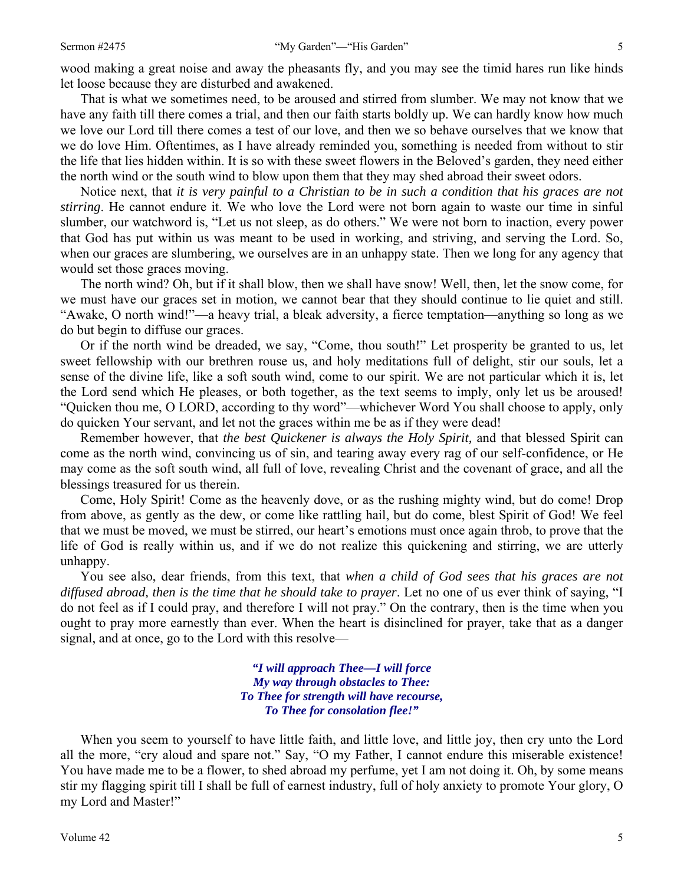wood making a great noise and away the pheasants fly, and you may see the timid hares run like hinds let loose because they are disturbed and awakened.

That is what we sometimes need, to be aroused and stirred from slumber. We may not know that we have any faith till there comes a trial, and then our faith starts boldly up. We can hardly know how much we love our Lord till there comes a test of our love, and then we so behave ourselves that we know that we do love Him. Oftentimes, as I have already reminded you, something is needed from without to stir the life that lies hidden within. It is so with these sweet flowers in the Beloved's garden, they need either the north wind or the south wind to blow upon them that they may shed abroad their sweet odors.

Notice next, that *it is very painful to a Christian to be in such a condition that his graces are not stirring*. He cannot endure it. We who love the Lord were not born again to waste our time in sinful slumber, our watchword is, "Let us not sleep, as do others." We were not born to inaction, every power that God has put within us was meant to be used in working, and striving, and serving the Lord. So, when our graces are slumbering, we ourselves are in an unhappy state. Then we long for any agency that would set those graces moving.

The north wind? Oh, but if it shall blow, then we shall have snow! Well, then, let the snow come, for we must have our graces set in motion, we cannot bear that they should continue to lie quiet and still. "Awake, O north wind!"—a heavy trial, a bleak adversity, a fierce temptation—anything so long as we do but begin to diffuse our graces.

Or if the north wind be dreaded, we say, "Come, thou south!" Let prosperity be granted to us, let sweet fellowship with our brethren rouse us, and holy meditations full of delight, stir our souls, let a sense of the divine life, like a soft south wind, come to our spirit. We are not particular which it is, let the Lord send which He pleases, or both together, as the text seems to imply, only let us be aroused! "Quicken thou me, O LORD, according to thy word"—whichever Word You shall choose to apply, only do quicken Your servant, and let not the graces within me be as if they were dead!

Remember however, that *the best Quickener is always the Holy Spirit,* and that blessed Spirit can come as the north wind, convincing us of sin, and tearing away every rag of our self-confidence, or He may come as the soft south wind, all full of love, revealing Christ and the covenant of grace, and all the blessings treasured for us therein.

Come, Holy Spirit! Come as the heavenly dove, or as the rushing mighty wind, but do come! Drop from above, as gently as the dew, or come like rattling hail, but do come, blest Spirit of God! We feel that we must be moved, we must be stirred, our heart's emotions must once again throb, to prove that the life of God is really within us, and if we do not realize this quickening and stirring, we are utterly unhappy.

You see also, dear friends, from this text, that *when a child of God sees that his graces are not diffused abroad, then is the time that he should take to prayer*. Let no one of us ever think of saying, "I do not feel as if I could pray, and therefore I will not pray." On the contrary, then is the time when you ought to pray more earnestly than ever. When the heart is disinclined for prayer, take that as a danger signal, and at once, go to the Lord with this resolve—

> ***"I will approach Thee—I will force***
> ***My way through obstacles to Thee:***
> ***To Thee for strength will have recourse,***
> ***To Thee for consolation flee!"***

When you seem to yourself to have little faith, and little love, and little joy, then cry unto the Lord all the more, "cry aloud and spare not." Say, "O my Father, I cannot endure this miserable existence! You have made me to be a flower, to shed abroad my perfume, yet I am not doing it. Oh, by some means stir my flagging spirit till I shall be full of earnest industry, full of holy anxiety to promote Your glory, O my Lord and Master!"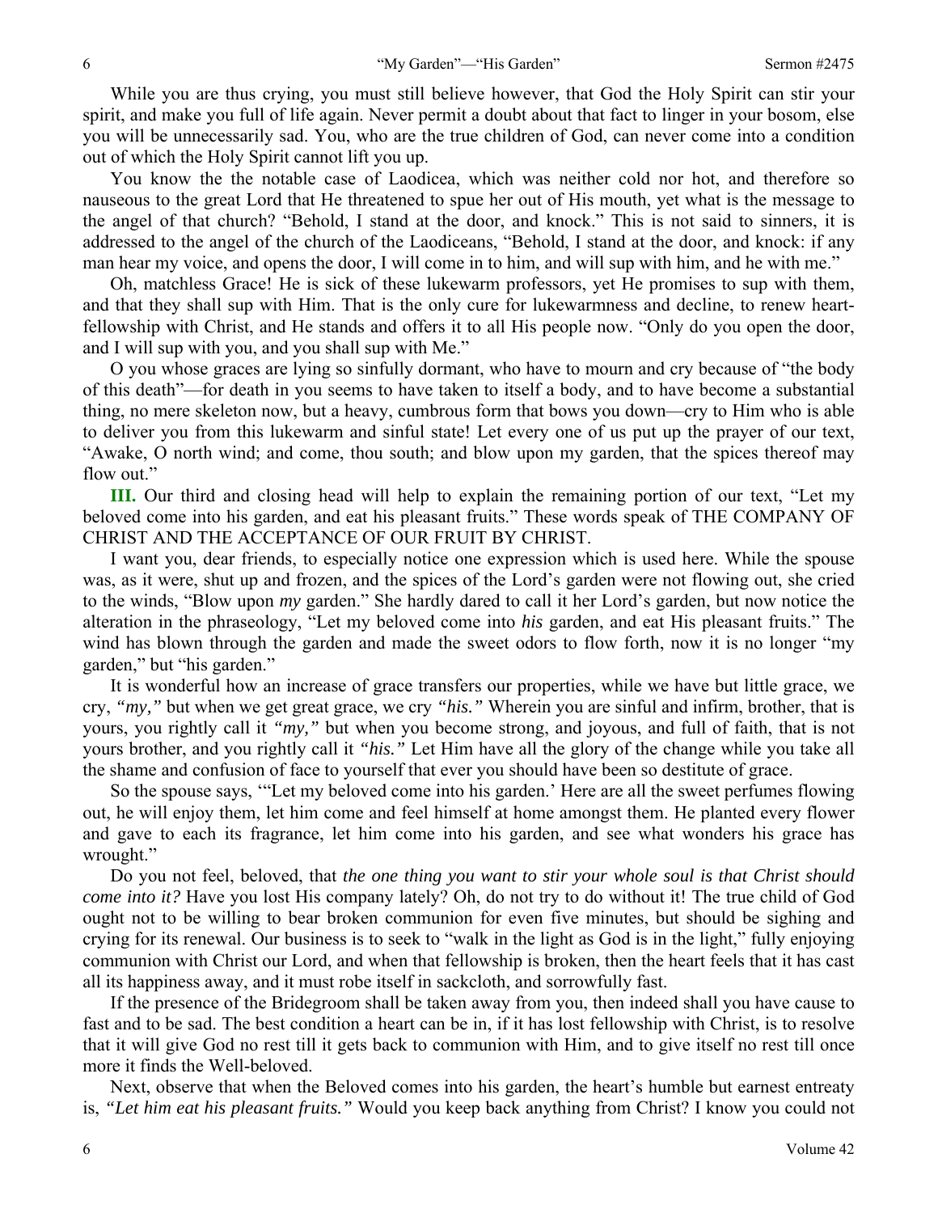While you are thus crying, you must still believe however, that God the Holy Spirit can stir your spirit, and make you full of life again. Never permit a doubt about that fact to linger in your bosom, else you will be unnecessarily sad. You, who are the true children of God, can never come into a condition out of which the Holy Spirit cannot lift you up.

You know the the notable case of Laodicea, which was neither cold nor hot, and therefore so nauseous to the great Lord that He threatened to spue her out of His mouth, yet what is the message to the angel of that church? "Behold, I stand at the door, and knock." This is not said to sinners, it is addressed to the angel of the church of the Laodiceans, "Behold, I stand at the door, and knock: if any man hear my voice, and opens the door, I will come in to him, and will sup with him, and he with me."

Oh, matchless Grace! He is sick of these lukewarm professors, yet He promises to sup with them, and that they shall sup with Him. That is the only cure for lukewarmness and decline, to renew heart-fellowship with Christ, and He stands and offers it to all His people now. "Only do you open the door, and I will sup with you, and you shall sup with Me."

O you whose graces are lying so sinfully dormant, who have to mourn and cry because of "the body of this death"—for death in you seems to have taken to itself a body, and to have become a substantial thing, no mere skeleton now, but a heavy, cumbrous form that bows you down—cry to Him who is able to deliver you from this lukewarm and sinful state! Let every one of us put up the prayer of our text, "Awake, O north wind; and come, thou south; and blow upon my garden, that the spices thereof may flow out."

**III.** Our third and closing head will help to explain the remaining portion of our text, "Let my beloved come into his garden, and eat his pleasant fruits." These words speak of THE COMPANY OF CHRIST AND THE ACCEPTANCE OF OUR FRUIT BY CHRIST.

I want you, dear friends, to especially notice one expression which is used here. While the spouse was, as it were, shut up and frozen, and the spices of the Lord's garden were not flowing out, she cried to the winds, "Blow upon *my* garden." She hardly dared to call it her Lord's garden, but now notice the alteration in the phraseology, "Let my beloved come into *his* garden, and eat His pleasant fruits." The wind has blown through the garden and made the sweet odors to flow forth, now it is no longer "my garden," but "his garden."

It is wonderful how an increase of grace transfers our properties, while we have but little grace, we cry, *"my,"* but when we get great grace, we cry *"his."* Wherein you are sinful and infirm, brother, that is yours, you rightly call it *"my,"* but when you become strong, and joyous, and full of faith, that is not yours brother, and you rightly call it *"his."* Let Him have all the glory of the change while you take all the shame and confusion of face to yourself that ever you should have been so destitute of grace.

So the spouse says, '"Let my beloved come into his garden.' Here are all the sweet perfumes flowing out, he will enjoy them, let him come and feel himself at home amongst them. He planted every flower and gave to each its fragrance, let him come into his garden, and see what wonders his grace has wrought."

Do you not feel, beloved, that *the one thing you want to stir your whole soul is that Christ should come into it?* Have you lost His company lately? Oh, do not try to do without it! The true child of God ought not to be willing to bear broken communion for even five minutes, but should be sighing and crying for its renewal. Our business is to seek to "walk in the light as God is in the light," fully enjoying communion with Christ our Lord, and when that fellowship is broken, then the heart feels that it has cast all its happiness away, and it must robe itself in sackcloth, and sorrowfully fast.

If the presence of the Bridegroom shall be taken away from you, then indeed shall you have cause to fast and to be sad. The best condition a heart can be in, if it has lost fellowship with Christ, is to resolve that it will give God no rest till it gets back to communion with Him, and to give itself no rest till once more it finds the Well-beloved.

Next, observe that when the Beloved comes into his garden, the heart's humble but earnest entreaty is, *"Let him eat his pleasant fruits."* Would you keep back anything from Christ? I know you could not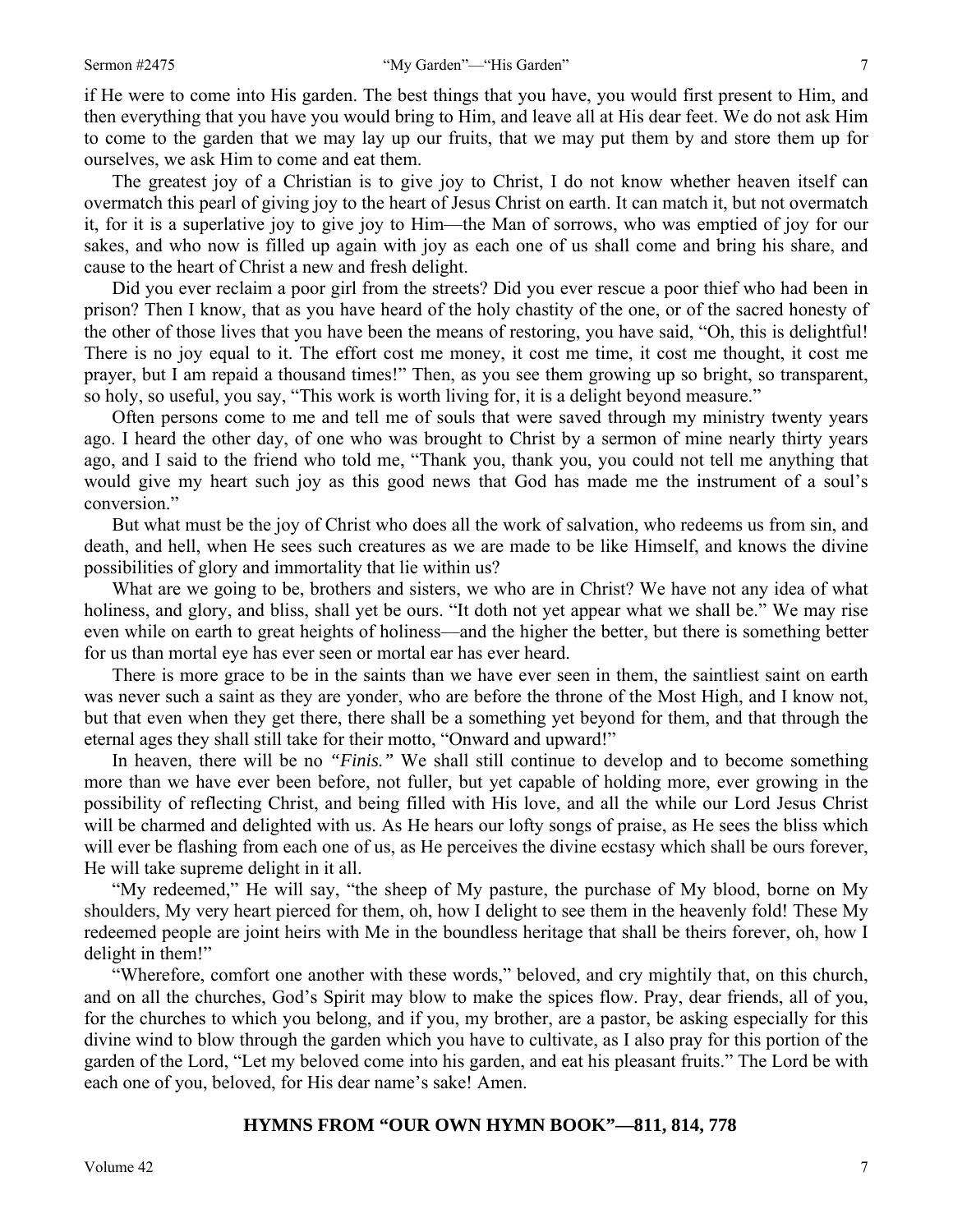if He were to come into His garden. The best things that you have, you would first present to Him, and then everything that you have you would bring to Him, and leave all at His dear feet. We do not ask Him to come to the garden that we may lay up our fruits, that we may put them by and store them up for ourselves, we ask Him to come and eat them.

The greatest joy of a Christian is to give joy to Christ, I do not know whether heaven itself can overmatch this pearl of giving joy to the heart of Jesus Christ on earth. It can match it, but not overmatch it, for it is a superlative joy to give joy to Him—the Man of sorrows, who was emptied of joy for our sakes, and who now is filled up again with joy as each one of us shall come and bring his share, and cause to the heart of Christ a new and fresh delight.

Did you ever reclaim a poor girl from the streets? Did you ever rescue a poor thief who had been in prison? Then I know, that as you have heard of the holy chastity of the one, or of the sacred honesty of the other of those lives that you have been the means of restoring, you have said, "Oh, this is delightful! There is no joy equal to it. The effort cost me money, it cost me time, it cost me thought, it cost me prayer, but I am repaid a thousand times!" Then, as you see them growing up so bright, so transparent, so holy, so useful, you say, "This work is worth living for, it is a delight beyond measure."

Often persons come to me and tell me of souls that were saved through my ministry twenty years ago. I heard the other day, of one who was brought to Christ by a sermon of mine nearly thirty years ago, and I said to the friend who told me, "Thank you, thank you, you could not tell me anything that would give my heart such joy as this good news that God has made me the instrument of a soul's conversion."

But what must be the joy of Christ who does all the work of salvation, who redeems us from sin, and death, and hell, when He sees such creatures as we are made to be like Himself, and knows the divine possibilities of glory and immortality that lie within us?

What are we going to be, brothers and sisters, we who are in Christ? We have not any idea of what holiness, and glory, and bliss, shall yet be ours. "It doth not yet appear what we shall be." We may rise even while on earth to great heights of holiness—and the higher the better, but there is something better for us than mortal eye has ever seen or mortal ear has ever heard.

There is more grace to be in the saints than we have ever seen in them, the saintliest saint on earth was never such a saint as they are yonder, who are before the throne of the Most High, and I know not, but that even when they get there, there shall be a something yet beyond for them, and that through the eternal ages they shall still take for their motto, "Onward and upward!"

In heaven, there will be no *"Finis."* We shall still continue to develop and to become something more than we have ever been before, not fuller, but yet capable of holding more, ever growing in the possibility of reflecting Christ, and being filled with His love, and all the while our Lord Jesus Christ will be charmed and delighted with us. As He hears our lofty songs of praise, as He sees the bliss which will ever be flashing from each one of us, as He perceives the divine ecstasy which shall be ours forever, He will take supreme delight in it all.

"My redeemed," He will say, "the sheep of My pasture, the purchase of My blood, borne on My shoulders, My very heart pierced for them, oh, how I delight to see them in the heavenly fold! These My redeemed people are joint heirs with Me in the boundless heritage that shall be theirs forever, oh, how I delight in them!"

"Wherefore, comfort one another with these words," beloved, and cry mightily that, on this church, and on all the churches, God's Spirit may blow to make the spices flow. Pray, dear friends, all of you, for the churches to which you belong, and if you, my brother, are a pastor, be asking especially for this divine wind to blow through the garden which you have to cultivate, as I also pray for this portion of the garden of the Lord, "Let my beloved come into his garden, and eat his pleasant fruits." The Lord be with each one of you, beloved, for His dear name's sake! Amen.

**HYMNS FROM "OUR OWN HYMN BOOK"—811, 814, 778**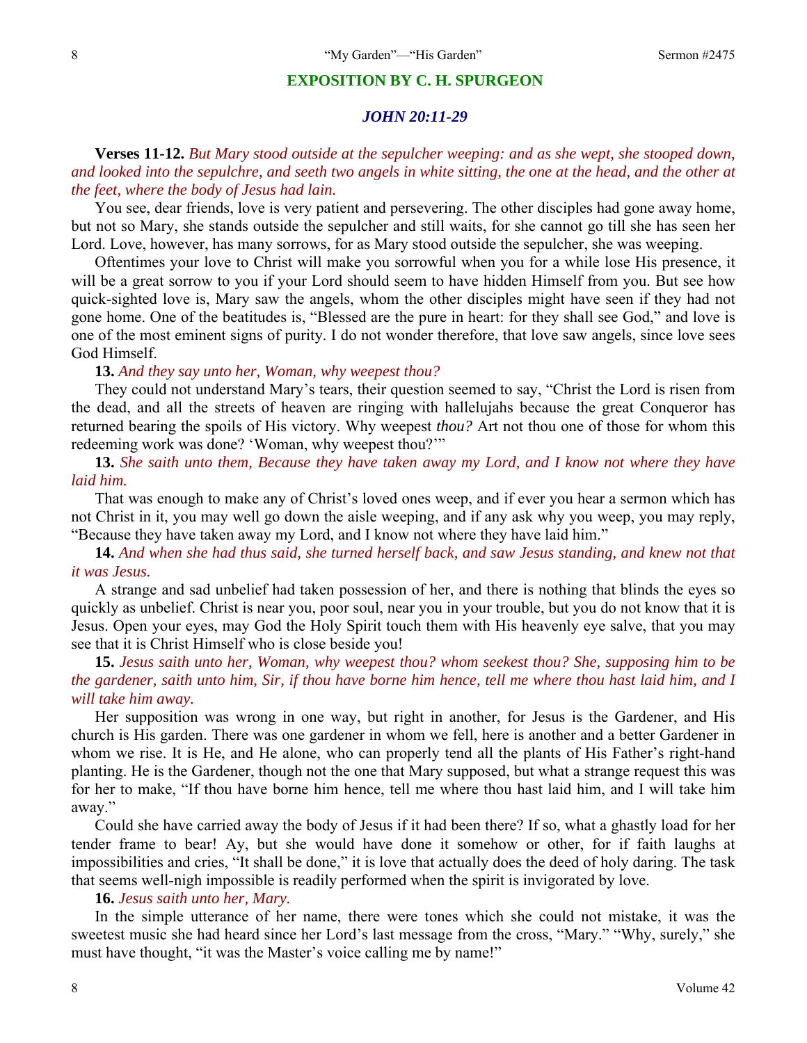## EXPOSITION BY C. H. SPURGEON

### *JOHN 20:11-29*

**Verses 11-12.** *But Mary stood outside at the sepulcher weeping: and as she wept, she stooped down, and looked into the sepulchre, and seeth two angels in white sitting, the one at the head, and the other at the feet, where the body of Jesus had lain.*

You see, dear friends, love is very patient and persevering. The other disciples had gone away home, but not so Mary, she stands outside the sepulcher and still waits, for she cannot go till she has seen her Lord. Love, however, has many sorrows, for as Mary stood outside the sepulcher, she was weeping.

Oftentimes your love to Christ will make you sorrowful when you for a while lose His presence, it will be a great sorrow to you if your Lord should seem to have hidden Himself from you. But see how quick-sighted love is, Mary saw the angels, whom the other disciples might have seen if they had not gone home. One of the beatitudes is, "Blessed are the pure in heart: for they shall see God," and love is one of the most eminent signs of purity. I do not wonder therefore, that love saw angels, since love sees God Himself.

**13.** *And they say unto her, Woman, why weepest thou?*

They could not understand Mary's tears, their question seemed to say, "Christ the Lord is risen from the dead, and all the streets of heaven are ringing with hallelujahs because the great Conqueror has returned bearing the spoils of His victory. Why weepest *thou?* Art not thou one of those for whom this redeeming work was done? 'Woman, why weepest thou?'"

**13.** *She saith unto them, Because they have taken away my Lord, and I know not where they have laid him.*

That was enough to make any of Christ's loved ones weep, and if ever you hear a sermon which has not Christ in it, you may well go down the aisle weeping, and if any ask why you weep, you may reply, "Because they have taken away my Lord, and I know not where they have laid him."

**14.** *And when she had thus said, she turned herself back, and saw Jesus standing, and knew not that it was Jesus.*

A strange and sad unbelief had taken possession of her, and there is nothing that blinds the eyes so quickly as unbelief. Christ is near you, poor soul, near you in your trouble, but you do not know that it is Jesus. Open your eyes, may God the Holy Spirit touch them with His heavenly eye salve, that you may see that it is Christ Himself who is close beside you!

**15.** *Jesus saith unto her, Woman, why weepest thou? whom seekest thou? She, supposing him to be the gardener, saith unto him, Sir, if thou have borne him hence, tell me where thou hast laid him, and I will take him away.*

Her supposition was wrong in one way, but right in another, for Jesus is the Gardener, and His church is His garden. There was one gardener in whom we fell, here is another and a better Gardener in whom we rise. It is He, and He alone, who can properly tend all the plants of His Father's right-hand planting. He is the Gardener, though not the one that Mary supposed, but what a strange request this was for her to make, "If thou have borne him hence, tell me where thou hast laid him, and I will take him away."

Could she have carried away the body of Jesus if it had been there? If so, what a ghastly load for her tender frame to bear! Ay, but she would have done it somehow or other, for if faith laughs at impossibilities and cries, "It shall be done," it is love that actually does the deed of holy daring. The task that seems well-nigh impossible is readily performed when the spirit is invigorated by love.

**16.** *Jesus saith unto her, Mary.*

In the simple utterance of her name, there were tones which she could not mistake, it was the sweetest music she had heard since her Lord's last message from the cross, "Mary." "Why, surely," she must have thought, "it was the Master's voice calling me by name!"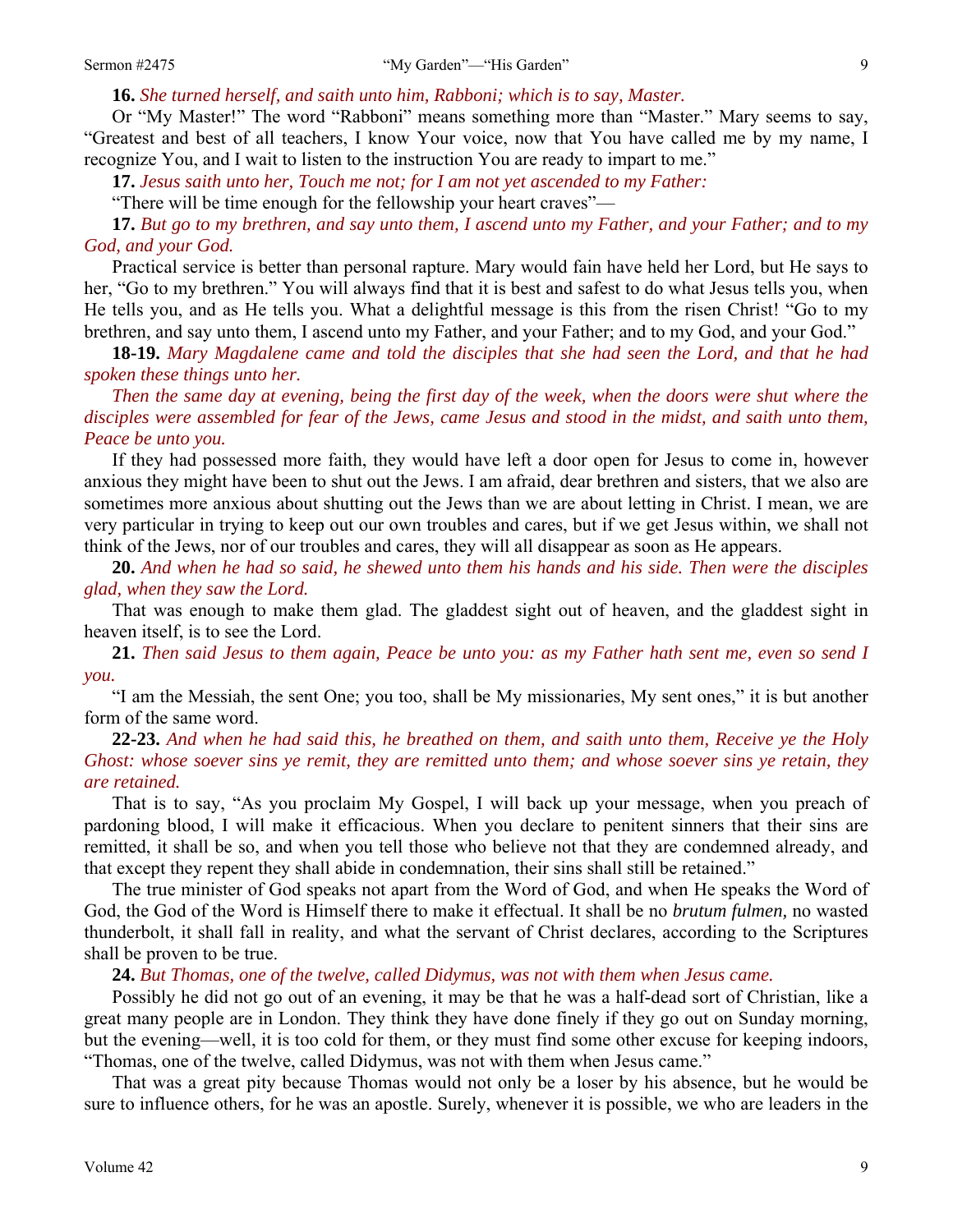**16.** *She turned herself, and saith unto him, Rabboni; which is to say, Master.*

Or "My Master!" The word "Rabboni" means something more than "Master." Mary seems to say, "Greatest and best of all teachers, I know Your voice, now that You have called me by my name, I recognize You, and I wait to listen to the instruction You are ready to impart to me."

**17.** *Jesus saith unto her, Touch me not; for I am not yet ascended to my Father:*

"There will be time enough for the fellowship your heart craves"—

**17.** *But go to my brethren, and say unto them, I ascend unto my Father, and your Father; and to my God, and your God.*

Practical service is better than personal rapture. Mary would fain have held her Lord, but He says to her, "Go to my brethren." You will always find that it is best and safest to do what Jesus tells you, when He tells you, and as He tells you. What a delightful message is this from the risen Christ! "Go to my brethren, and say unto them, I ascend unto my Father, and your Father; and to my God, and your God."

**18-19.** *Mary Magdalene came and told the disciples that she had seen the Lord, and that he had spoken these things unto her.*

*Then the same day at evening, being the first day of the week, when the doors were shut where the disciples were assembled for fear of the Jews, came Jesus and stood in the midst, and saith unto them, Peace be unto you.*

If they had possessed more faith, they would have left a door open for Jesus to come in, however anxious they might have been to shut out the Jews. I am afraid, dear brethren and sisters, that we also are sometimes more anxious about shutting out the Jews than we are about letting in Christ. I mean, we are very particular in trying to keep out our own troubles and cares, but if we get Jesus within, we shall not think of the Jews, nor of our troubles and cares, they will all disappear as soon as He appears.

**20.** *And when he had so said, he shewed unto them his hands and his side. Then were the disciples glad, when they saw the Lord.*

That was enough to make them glad. The gladdest sight out of heaven, and the gladdest sight in heaven itself, is to see the Lord.

**21.** *Then said Jesus to them again, Peace be unto you: as my Father hath sent me, even so send I you.*

"I am the Messiah, the sent One; you too, shall be My missionaries, My sent ones," it is but another form of the same word.

**22-23.** *And when he had said this, he breathed on them, and saith unto them, Receive ye the Holy Ghost: whose soever sins ye remit, they are remitted unto them; and whose soever sins ye retain, they are retained.*

That is to say, "As you proclaim My Gospel, I will back up your message, when you preach of pardoning blood, I will make it efficacious. When you declare to penitent sinners that their sins are remitted, it shall be so, and when you tell those who believe not that they are condemned already, and that except they repent they shall abide in condemnation, their sins shall still be retained."

The true minister of God speaks not apart from the Word of God, and when He speaks the Word of God, the God of the Word is Himself there to make it effectual. It shall be no *brutum fulmen,* no wasted thunderbolt, it shall fall in reality, and what the servant of Christ declares, according to the Scriptures shall be proven to be true.

**24.** *But Thomas, one of the twelve, called Didymus, was not with them when Jesus came.*

Possibly he did not go out of an evening, it may be that he was a half-dead sort of Christian, like a great many people are in London. They think they have done finely if they go out on Sunday morning, but the evening—well, it is too cold for them, or they must find some other excuse for keeping indoors, "Thomas, one of the twelve, called Didymus, was not with them when Jesus came."

That was a great pity because Thomas would not only be a loser by his absence, but he would be sure to influence others, for he was an apostle. Surely, whenever it is possible, we who are leaders in the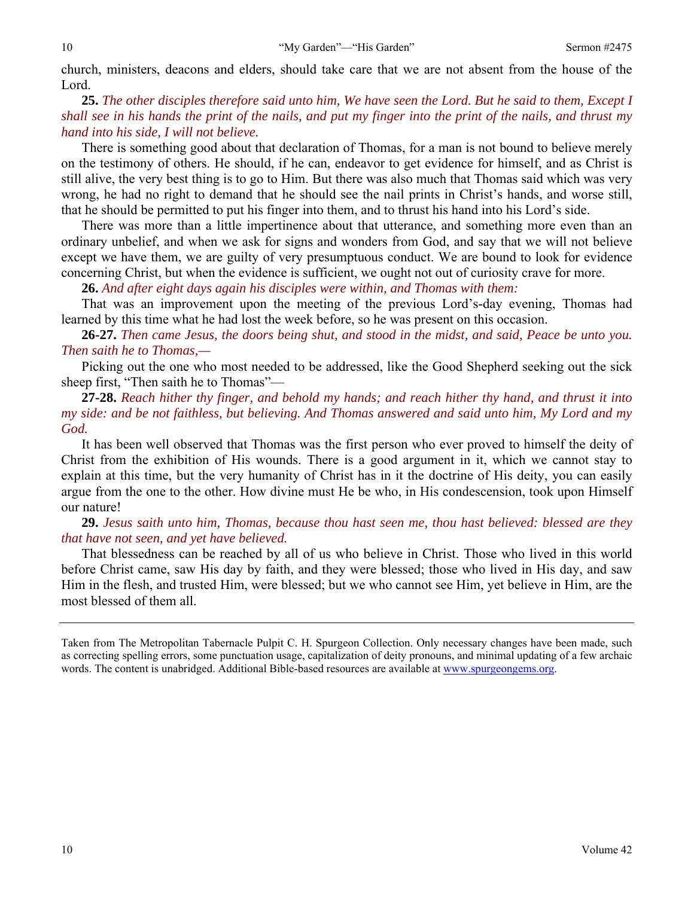church, ministers, deacons and elders, should take care that we are not absent from the house of the Lord.

**25.** *The other disciples therefore said unto him, We have seen the Lord. But he said to them, Except I shall see in his hands the print of the nails, and put my finger into the print of the nails, and thrust my hand into his side, I will not believe.*

There is something good about that declaration of Thomas, for a man is not bound to believe merely on the testimony of others. He should, if he can, endeavor to get evidence for himself, and as Christ is still alive, the very best thing is to go to Him. But there was also much that Thomas said which was very wrong, he had no right to demand that he should see the nail prints in Christ's hands, and worse still, that he should be permitted to put his finger into them, and to thrust his hand into his Lord's side.

There was more than a little impertinence about that utterance, and something more even than an ordinary unbelief, and when we ask for signs and wonders from God, and say that we will not believe except we have them, we are guilty of very presumptuous conduct. We are bound to look for evidence concerning Christ, but when the evidence is sufficient, we ought not out of curiosity crave for more.

**26.** *And after eight days again his disciples were within, and Thomas with them:*

That was an improvement upon the meeting of the previous Lord's-day evening, Thomas had learned by this time what he had lost the week before, so he was present on this occasion.

**26-27.** *Then came Jesus, the doors being shut, and stood in the midst, and said, Peace be unto you. Then saith he to Thomas,—*

Picking out the one who most needed to be addressed, like the Good Shepherd seeking out the sick sheep first, "Then saith he to Thomas"—

**27-28.** *Reach hither thy finger, and behold my hands; and reach hither thy hand, and thrust it into my side: and be not faithless, but believing. And Thomas answered and said unto him, My Lord and my God.*

It has been well observed that Thomas was the first person who ever proved to himself the deity of Christ from the exhibition of His wounds. There is a good argument in it, which we cannot stay to explain at this time, but the very humanity of Christ has in it the doctrine of His deity, you can easily argue from the one to the other. How divine must He be who, in His condescension, took upon Himself our nature!

**29.** *Jesus saith unto him, Thomas, because thou hast seen me, thou hast believed: blessed are they that have not seen, and yet have believed.*

That blessedness can be reached by all of us who believe in Christ. Those who lived in this world before Christ came, saw His day by faith, and they were blessed; those who lived in His day, and saw Him in the flesh, and trusted Him, were blessed; but we who cannot see Him, yet believe in Him, are the most blessed of them all.

---

Taken from The Metropolitan Tabernacle Pulpit C. H. Spurgeon Collection. Only necessary changes have been made, such as correcting spelling errors, some punctuation usage, capitalization of deity pronouns, and minimal updating of a few archaic words. The content is unabridged. Additional Bible-based resources are available at www.spurgeongems.org.